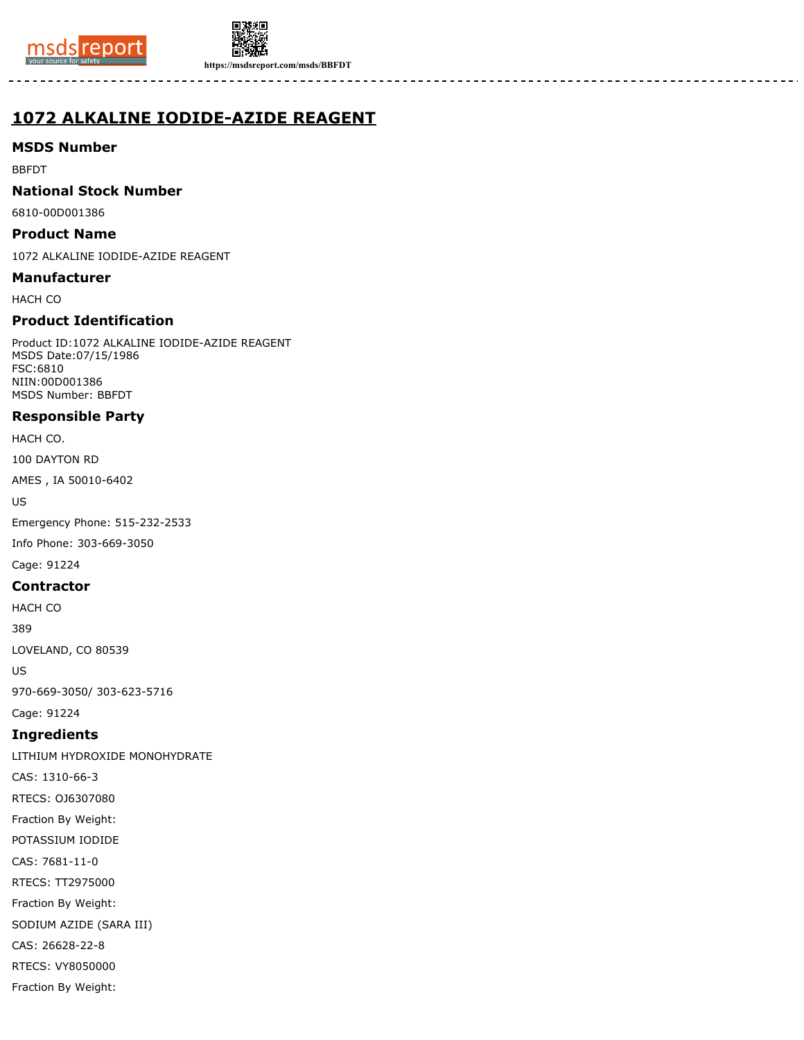# 1072 ALKALINE IODIDE-AZIDE REAGENT

## MSDS Number

BBFDT

## National Stock Number

6810-00D001386

## Product Name

1072 ALKALINE IODIDE-AZIDE REAGENT

## Manufacturer

HACH CO

## Product Identification

Product ID:1072 ALKALINE IODIDE-AZIDE REAGENT
MSDS Date:07/15/1986
FSC:6810
NIIN:00D001386
MSDS Number: BBFDT

## Responsible Party

HACH CO.

100 DAYTON RD

AMES , IA 50010-6402

US

Emergency Phone: 515-232-2533

Info Phone: 303-669-3050

Cage: 91224

## Contractor

HACH CO

389

LOVELAND, CO 80539

US

970-669-3050/ 303-623-5716

Cage: 91224

## Ingredients

LITHIUM HYDROXIDE MONOHYDRATE

CAS: 1310-66-3

RTECS: OJ6307080

Fraction By Weight:

POTASSIUM IODIDE

CAS: 7681-11-0

RTECS: TT2975000

Fraction By Weight:

SODIUM AZIDE (SARA III)

CAS: 26628-22-8

RTECS: VY8050000

Fraction By Weight: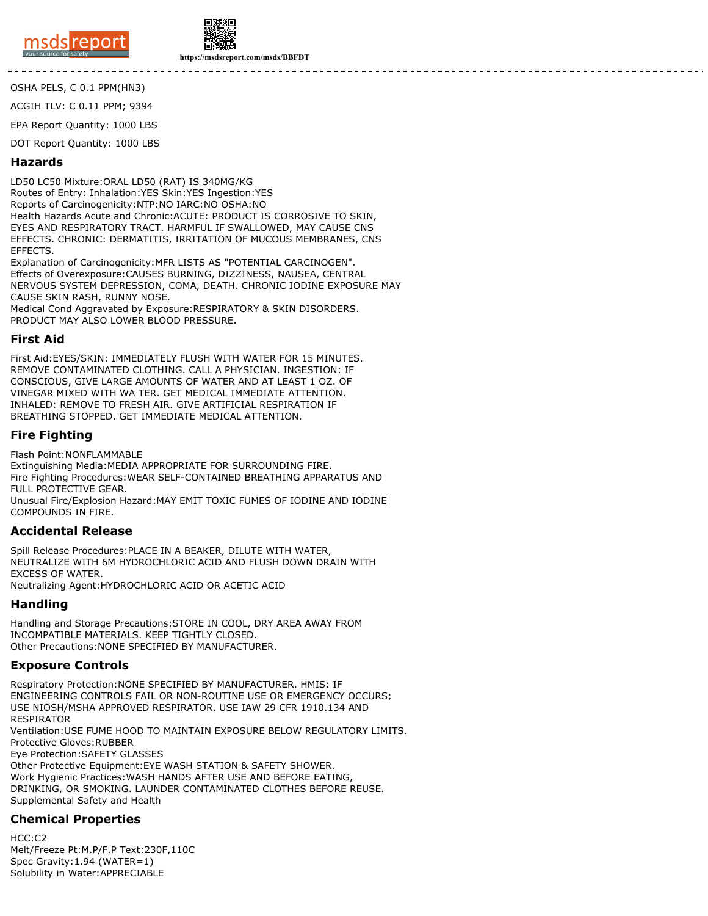OSHA PELS, C 0.1 PPM(HN3)

ACGIH TLV: C 0.11 PPM; 9394

EPA Report Quantity: 1000 LBS

DOT Report Quantity: 1000 LBS

## Hazards

LD50 LC50 Mixture:ORAL LD50 (RAT) IS 340MG/KG
Routes of Entry: Inhalation:YES Skin:YES Ingestion:YES
Reports of Carcinogenicity:NTP:NO IARC:NO OSHA:NO
Health Hazards Acute and Chronic:ACUTE: PRODUCT IS CORROSIVE TO SKIN, EYES AND RESPIRATORY TRACT. HARMFUL IF SWALLOWED, MAY CAUSE CNS EFFECTS. CHRONIC: DERMATITIS, IRRITATION OF MUCOUS MEMBRANES, CNS EFFECTS.
Explanation of Carcinogenicity:MFR LISTS AS "POTENTIAL CARCINOGEN".
Effects of Overexposure:CAUSES BURNING, DIZZINESS, NAUSEA, CENTRAL NERVOUS SYSTEM DEPRESSION, COMA, DEATH. CHRONIC IODINE EXPOSURE MAY CAUSE SKIN RASH, RUNNY NOSE.
Medical Cond Aggravated by Exposure:RESPIRATORY & SKIN DISORDERS. PRODUCT MAY ALSO LOWER BLOOD PRESSURE.

## First Aid

First Aid:EYES/SKIN: IMMEDIATELY FLUSH WITH WATER FOR 15 MINUTES. REMOVE CONTAMINATED CLOTHING. CALL A PHYSICIAN. INGESTION: IF CONSCIOUS, GIVE LARGE AMOUNTS OF WATER AND AT LEAST 1 OZ. OF VINEGAR MIXED WITH WA TER. GET MEDICAL IMMEDIATE ATTENTION. INHALED: REMOVE TO FRESH AIR. GIVE ARTIFICIAL RESPIRATION IF BREATHING STOPPED. GET IMMEDIATE MEDICAL ATTENTION.

## Fire Fighting

Flash Point:NONFLAMMABLE
Extinguishing Media:MEDIA APPROPRIATE FOR SURROUNDING FIRE.
Fire Fighting Procedures:WEAR SELF-CONTAINED BREATHING APPARATUS AND FULL PROTECTIVE GEAR.
Unusual Fire/Explosion Hazard:MAY EMIT TOXIC FUMES OF IODINE AND IODINE COMPOUNDS IN FIRE.

## Accidental Release

Spill Release Procedures:PLACE IN A BEAKER, DILUTE WITH WATER, NEUTRALIZE WITH 6M HYDROCHLORIC ACID AND FLUSH DOWN DRAIN WITH EXCESS OF WATER.
Neutralizing Agent:HYDROCHLORIC ACID OR ACETIC ACID

## Handling

Handling and Storage Precautions:STORE IN COOL, DRY AREA AWAY FROM INCOMPATIBLE MATERIALS. KEEP TIGHTLY CLOSED.
Other Precautions:NONE SPECIFIED BY MANUFACTURER.

## Exposure Controls

Respiratory Protection:NONE SPECIFIED BY MANUFACTURER. HMIS: IF ENGINEERING CONTROLS FAIL OR NON-ROUTINE USE OR EMERGENCY OCCURS; USE NIOSH/MSHA APPROVED RESPIRATOR. USE IAW 29 CFR 1910.134 AND RESPIRATOR
Ventilation:USE FUME HOOD TO MAINTAIN EXPOSURE BELOW REGULATORY LIMITS.
Protective Gloves:RUBBER
Eye Protection:SAFETY GLASSES
Other Protective Equipment:EYE WASH STATION & SAFETY SHOWER.
Work Hygienic Practices:WASH HANDS AFTER USE AND BEFORE EATING, DRINKING, OR SMOKING. LAUNDER CONTAMINATED CLOTHES BEFORE REUSE.
Supplemental Safety and Health

## Chemical Properties

HCC:C2
Melt/Freeze Pt:M.P/F.P Text:230F,110C
Spec Gravity:1.94 (WATER=1)
Solubility in Water:APPRECIABLE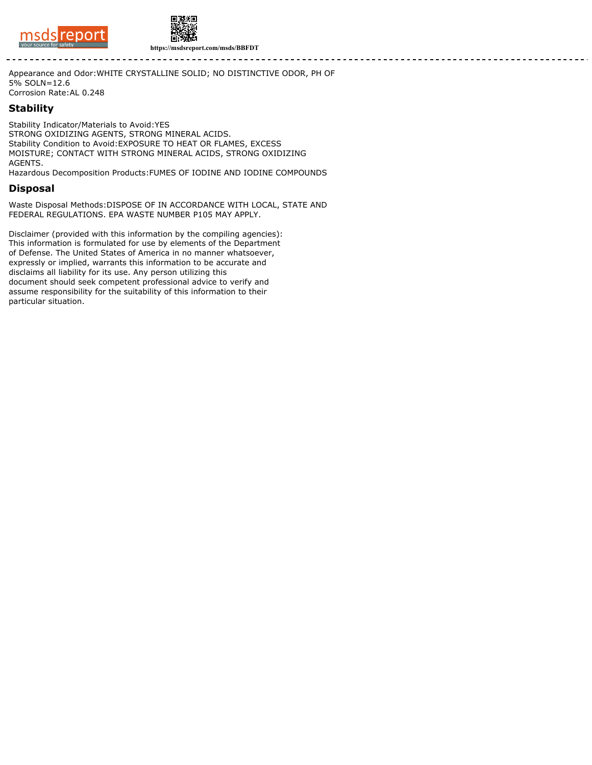Appearance and Odor:WHITE CRYSTALLINE SOLID; NO DISTINCTIVE ODOR, PH OF 5% SOLN=12.6
Corrosion Rate:AL 0.248

## Stability

Stability Indicator/Materials to Avoid:YES
STRONG OXIDIZING AGENTS, STRONG MINERAL ACIDS.
Stability Condition to Avoid:EXPOSURE TO HEAT OR FLAMES, EXCESS MOISTURE; CONTACT WITH STRONG MINERAL ACIDS, STRONG OXIDIZING AGENTS.
Hazardous Decomposition Products:FUMES OF IODINE AND IODINE COMPOUNDS

## Disposal

Waste Disposal Methods:DISPOSE OF IN ACCORDANCE WITH LOCAL, STATE AND FEDERAL REGULATIONS. EPA WASTE NUMBER P105 MAY APPLY.

Disclaimer (provided with this information by the compiling agencies): This information is formulated for use by elements of the Department of Defense. The United States of America in no manner whatsoever, expressly or implied, warrants this information to be accurate and disclaims all liability for its use. Any person utilizing this document should seek competent professional advice to verify and assume responsibility for the suitability of this information to their particular situation.